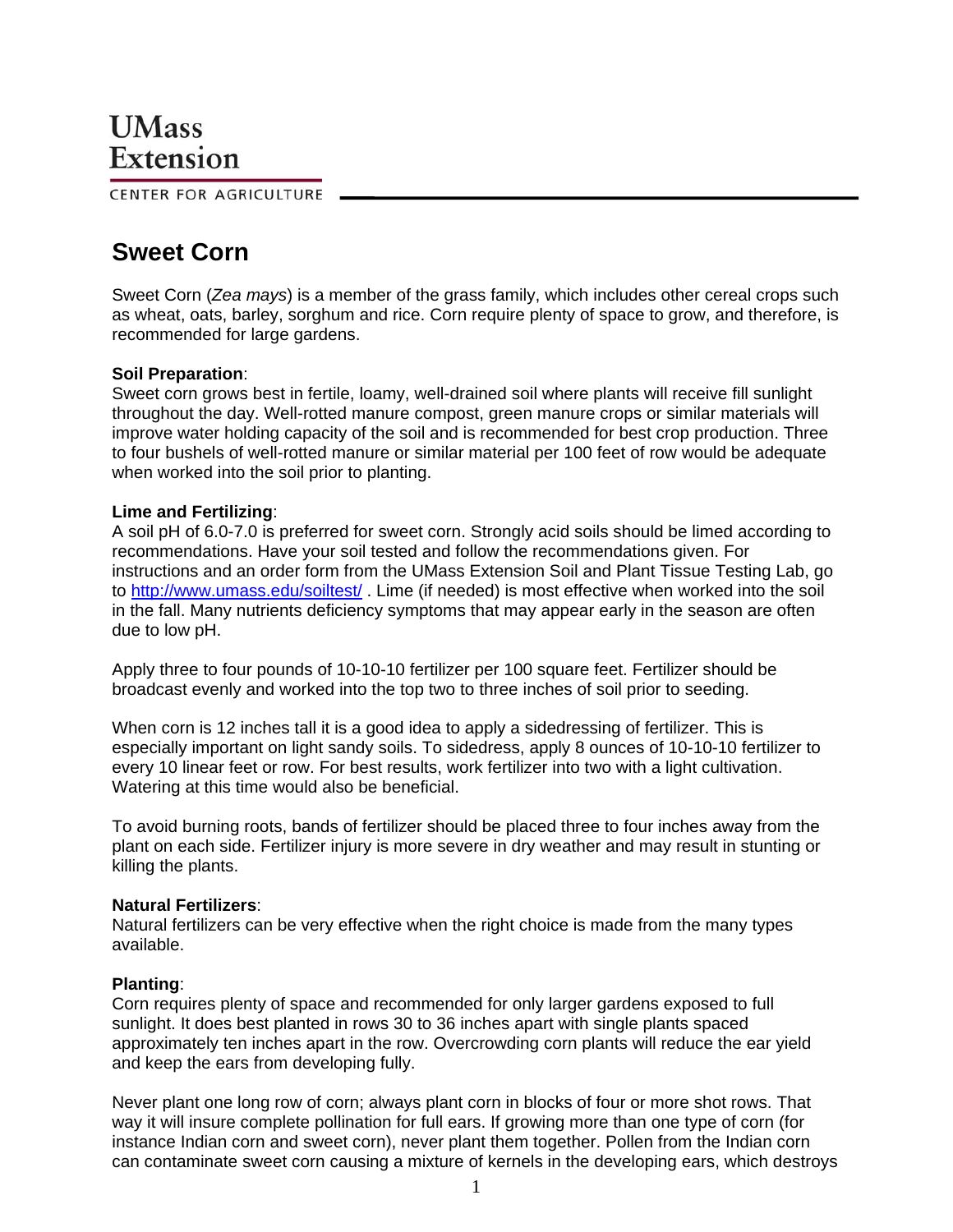UMass
Extension

CENTER FOR AGRICULTURE

# Sweet Corn

Sweet Corn (*Zea mays*) is a member of the grass family, which includes other cereal crops such as wheat, oats, barley, sorghum and rice. Corn require plenty of space to grow, and therefore, is recommended for large gardens.

**Soil Preparation**:
Sweet corn grows best in fertile, loamy, well-drained soil where plants will receive fill sunlight throughout the day. Well-rotted manure compost, green manure crops or similar materials will improve water holding capacity of the soil and is recommended for best crop production. Three to four bushels of well-rotted manure or similar material per 100 feet of row would be adequate when worked into the soil prior to planting.

**Lime and Fertilizing**:
A soil pH of 6.0-7.0 is preferred for sweet corn. Strongly acid soils should be limed according to recommendations. Have your soil tested and follow the recommendations given. For instructions and an order form from the UMass Extension Soil and Plant Tissue Testing Lab, go to http://www.umass.edu/soiltest/ . Lime (if needed) is most effective when worked into the soil in the fall. Many nutrients deficiency symptoms that may appear early in the season are often due to low pH.

Apply three to four pounds of 10-10-10 fertilizer per 100 square feet. Fertilizer should be broadcast evenly and worked into the top two to three inches of soil prior to seeding.

When corn is 12 inches tall it is a good idea to apply a sidedressing of fertilizer. This is especially important on light sandy soils. To sidedress, apply 8 ounces of 10-10-10 fertilizer to every 10 linear feet or row. For best results, work fertilizer into two with a light cultivation. Watering at this time would also be beneficial.

To avoid burning roots, bands of fertilizer should be placed three to four inches away from the plant on each side. Fertilizer injury is more severe in dry weather and may result in stunting or killing the plants.

**Natural Fertilizers**:
Natural fertilizers can be very effective when the right choice is made from the many types available.

**Planting**:
Corn requires plenty of space and recommended for only larger gardens exposed to full sunlight. It does best planted in rows 30 to 36 inches apart with single plants spaced approximately ten inches apart in the row. Overcrowding corn plants will reduce the ear yield and keep the ears from developing fully.

Never plant one long row of corn; always plant corn in blocks of four or more shot rows. That way it will insure complete pollination for full ears. If growing more than one type of corn (for instance Indian corn and sweet corn), never plant them together. Pollen from the Indian corn can contaminate sweet corn causing a mixture of kernels in the developing ears, which destroys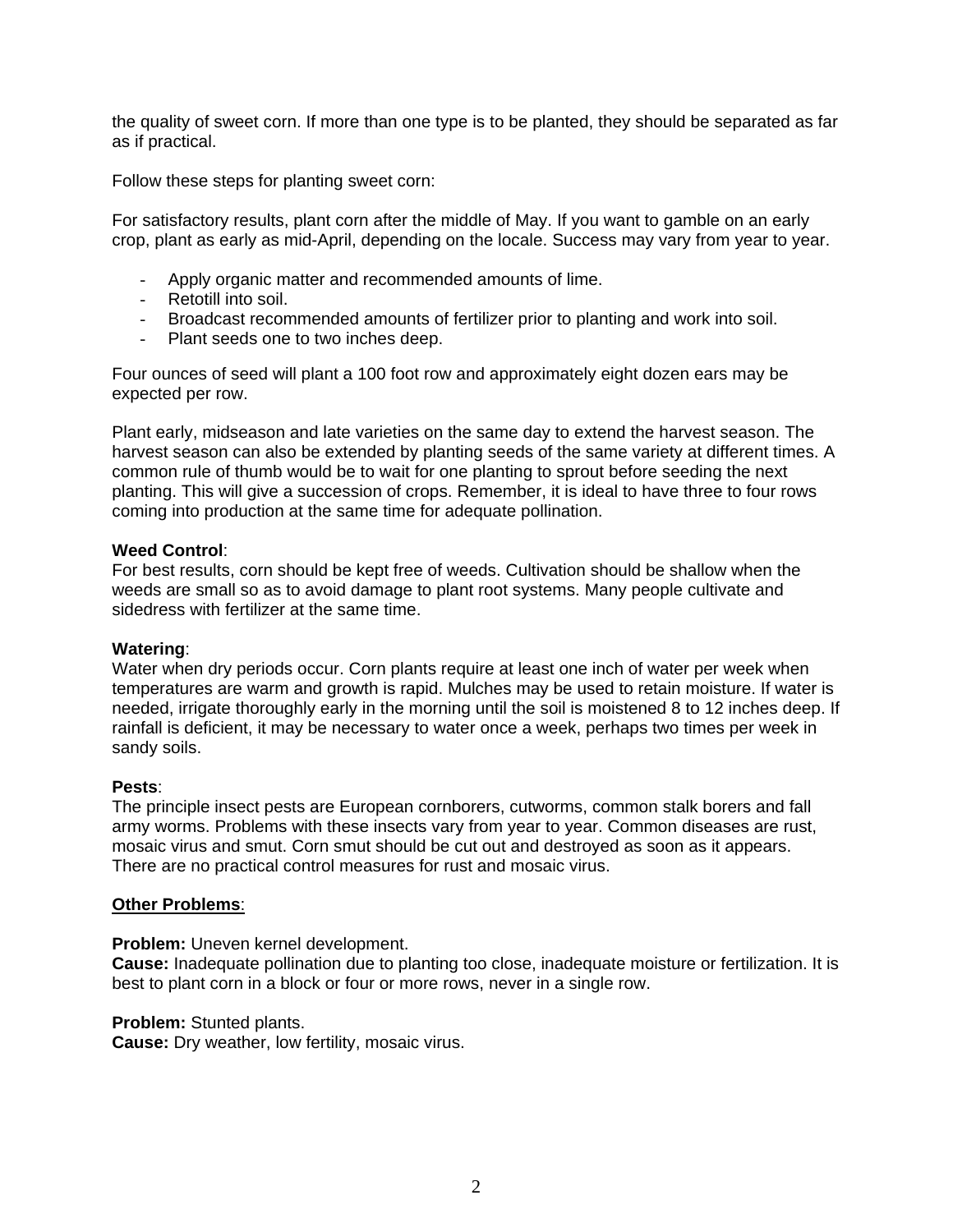the quality of sweet corn. If more than one type is to be planted, they should be separated as far as if practical.

Follow these steps for planting sweet corn:

For satisfactory results, plant corn after the middle of May. If you want to gamble on an early crop, plant as early as mid-April, depending on the locale. Success may vary from year to year.

- Apply organic matter and recommended amounts of lime.
- Retotill into soil.
- Broadcast recommended amounts of fertilizer prior to planting and work into soil.
- Plant seeds one to two inches deep.

Four ounces of seed will plant a 100 foot row and approximately eight dozen ears may be expected per row.

Plant early, midseason and late varieties on the same day to extend the harvest season. The harvest season can also be extended by planting seeds of the same variety at different times. A common rule of thumb would be to wait for one planting to sprout before seeding the next planting. This will give a succession of crops. Remember, it is ideal to have three to four rows coming into production at the same time for adequate pollination.

**Weed Control**:
For best results, corn should be kept free of weeds. Cultivation should be shallow when the weeds are small so as to avoid damage to plant root systems. Many people cultivate and sidedress with fertilizer at the same time.

**Watering**:
Water when dry periods occur. Corn plants require at least one inch of water per week when temperatures are warm and growth is rapid. Mulches may be used to retain moisture. If water is needed, irrigate thoroughly early in the morning until the soil is moistened 8 to 12 inches deep. If rainfall is deficient, it may be necessary to water once a week, perhaps two times per week in sandy soils.

**Pests**:
The principle insect pests are European cornborers, cutworms, common stalk borers and fall army worms. Problems with these insects vary from year to year. Common diseases are rust, mosaic virus and smut. Corn smut should be cut out and destroyed as soon as it appears. There are no practical control measures for rust and mosaic virus.

**<u>Other Problems</u>**:

**Problem:** Uneven kernel development.
**Cause:** Inadequate pollination due to planting too close, inadequate moisture or fertilization. It is best to plant corn in a block or four or more rows, never in a single row.

**Problem:** Stunted plants.
**Cause:** Dry weather, low fertility, mosaic virus.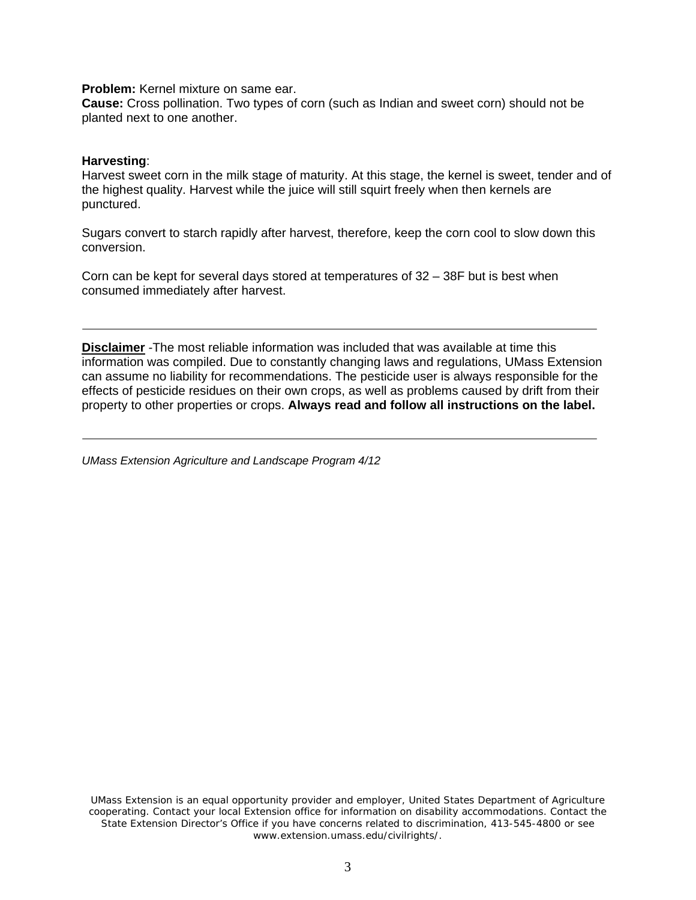**Problem:** Kernel mixture on same ear.
**Cause:** Cross pollination. Two types of corn (such as Indian and sweet corn) should not be planted next to one another.

**Harvesting**:
Harvest sweet corn in the milk stage of maturity. At this stage, the kernel is sweet, tender and of the highest quality. Harvest while the juice will still squirt freely when then kernels are punctured.

Sugars convert to starch rapidly after harvest, therefore, keep the corn cool to slow down this conversion.

Corn can be kept for several days stored at temperatures of 32 – 38F but is best when consumed immediately after harvest.

---

**Disclaimer** -The most reliable information was included that was available at time this information was compiled. Due to constantly changing laws and regulations, UMass Extension can assume no liability for recommendations. The pesticide user is always responsible for the effects of pesticide residues on their own crops, as well as problems caused by drift from their property to other properties or crops. **Always read and follow all instructions on the label.**

---

*UMass Extension Agriculture and Landscape Program 4/12*

UMass Extension is an equal opportunity provider and employer, United States Department of Agriculture cooperating. Contact your local Extension office for information on disability accommodations. Contact the State Extension Director's Office if you have concerns related to discrimination, 413-545-4800 or see www.extension.umass.edu/civilrights/.